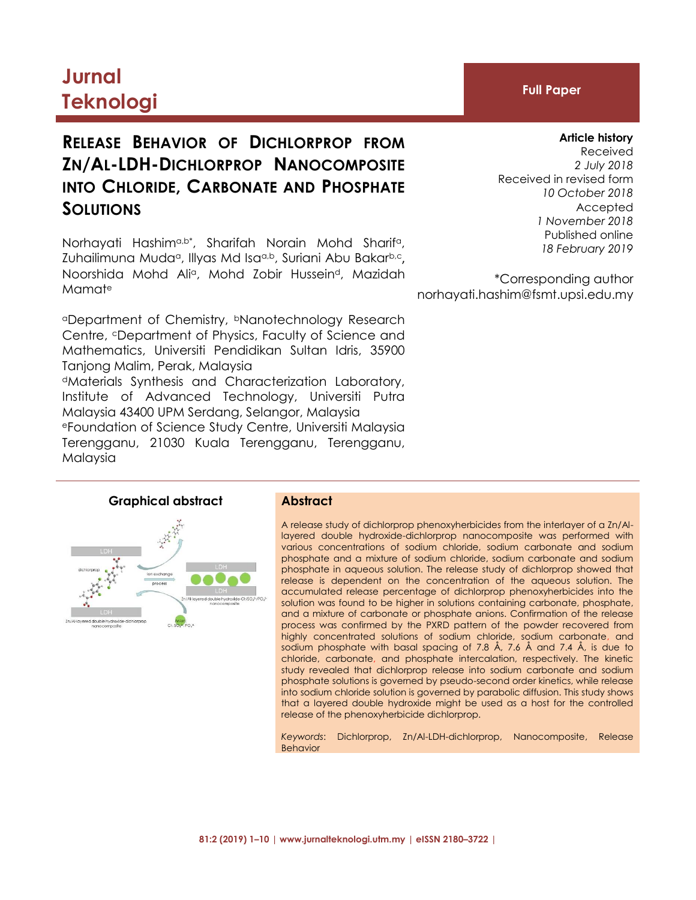# Jurnal Teknologi

**Full Paper**

## RELEASE BEHAVIOR OF DICHLORPROP FROM ZN/AL-LDH-DICHLORPROP NANOCOMPOSITE INTO CHLORIDE, CARBONATE AND PHOSPHATE SOLUTIONS

Norhayati Hashim[a,b*], Sharifah Norain Mohd Sharif[a], Zuhailimuna Muda[a], Illyas Md Isa[a,b], Suriani Abu Bakar[b,c], Noorshida Mohd Ali[a], Mohd Zobir Hussein[d], Mazidah Mamat[e]

[a]Department of Chemistry, [b]Nanotechnology Research Centre, [c]Department of Physics, Faculty of Science and Mathematics, Universiti Pendidikan Sultan Idris, 35900 Tanjong Malim, Perak, Malaysia

[d]Materials Synthesis and Characterization Laboratory, Institute of Advanced Technology, Universiti Putra Malaysia 43400 UPM Serdang, Selangor, Malaysia

[e]Foundation of Science Study Centre, Universiti Malaysia Terengganu, 21030 Kuala Terengganu, Terengganu, Malaysia

**Article history**
Received
*2 July 2018*
Received in revised form
*10 October 2018*
Accepted
*1 November 2018*
Published online
*18 February 2019*

*Corresponding author
norhayati.hashim@fsmt.upsi.edu.my

### Graphical abstract

### Abstract

A release study of dichlorprop phenoxyherbicides from the interlayer of a Zn/Al-layered double hydroxide-dichlorprop nanocomposite was performed with various concentrations of sodium chloride, sodium carbonate and sodium phosphate and a mixture of sodium chloride, sodium carbonate and sodium phosphate in aqueous solution. The release study of dichlorprop showed that release is dependent on the concentration of the aqueous solution. The accumulated release percentage of dichlorprop phenoxyherbicides into the solution was found to be higher in solutions containing carbonate, phosphate, and a mixture of carbonate or phosphate anions. Confirmation of the release process was confirmed by the PXRD pattern of the powder recovered from highly concentrated solutions of sodium chloride, sodium carbonate, and sodium phosphate with basal spacing of 7.8 Å, 7.6 Å and 7.4 Å, is due to chloride, carbonate, and phosphate intercalation, respectively. The kinetic study revealed that dichlorprop release into sodium carbonate and sodium phosphate solutions is governed by pseudo-second order kinetics, while release into sodium chloride solution is governed by parabolic diffusion. This study shows that a layered double hydroxide might be used as a host for the controlled release of the phenoxyherbicide dichlorprop.

*Keywords*: Dichlorprop, Zn/Al-LDH-dichlorprop, Nanocomposite, Release Behavior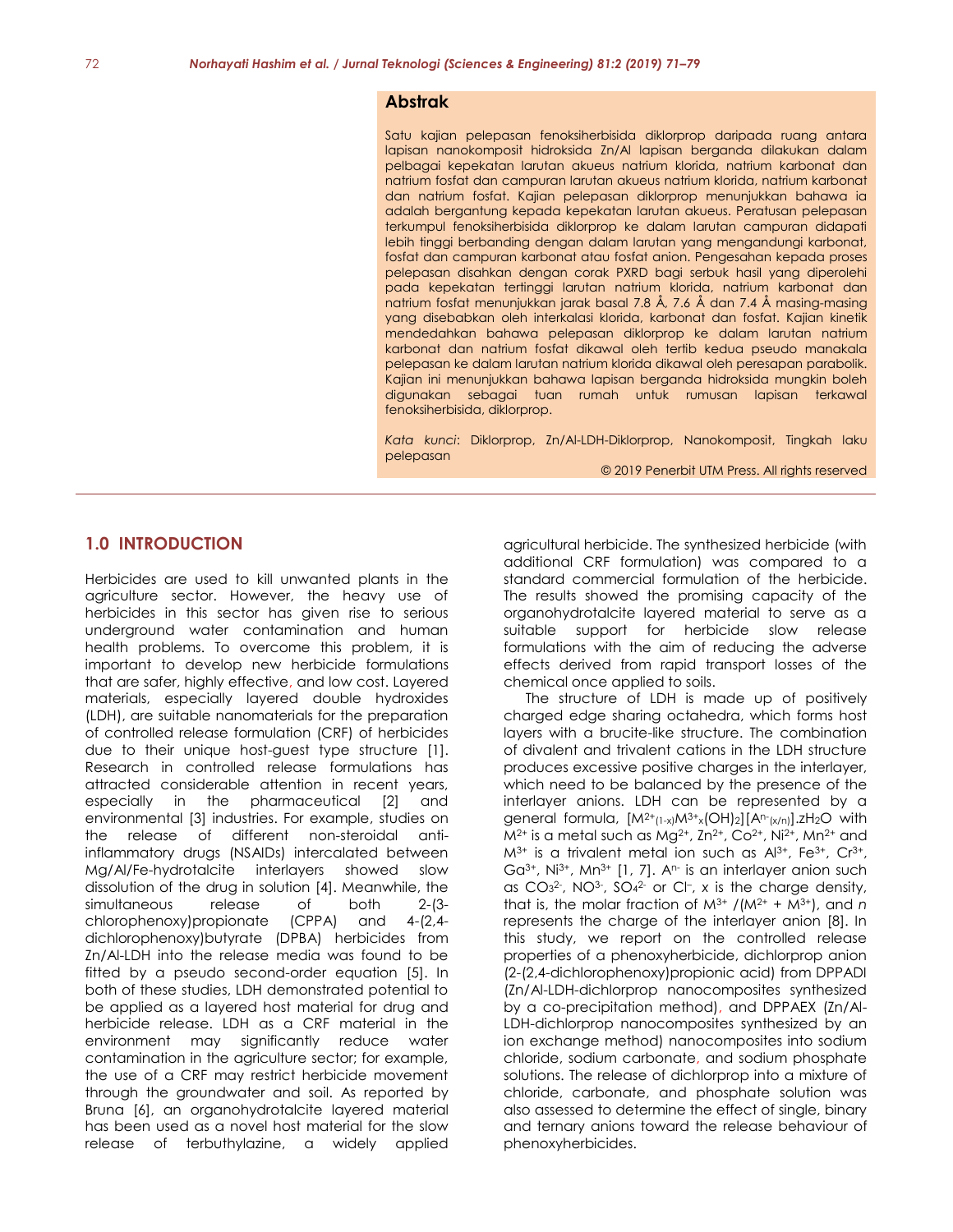## Abstrak

Satu kajian pelepasan fenoksiherbisida diklorprop daripada ruang antara lapisan nanokomposit hidroksida Zn/Al lapisan berganda dilakukan dalam pelbagai kepekatan larutan akueus natrium klorida, natrium karbonat dan natrium fosfat dan campuran larutan akueus natrium klorida, natrium karbonat dan natrium fosfat. Kajian pelepasan diklorprop menunjukkan bahawa ia adalah bergantung kepada kepekatan larutan akueus. Peratusan pelepasan terkumpul fenoksiherbisida diklorprop ke dalam larutan campuran didapati lebih tinggi berbanding dengan dalam larutan yang mengandungi karbonat, fosfat dan campuran karbonat atau fosfat anion. Pengesahan kepada proses pelepasan disahkan dengan corak PXRD bagi serbuk hasil yang diperolehi pada kepekatan tertinggi larutan natrium klorida, natrium karbonat dan natrium fosfat menunjukkan jarak basal 7.8 Å, 7.6 Å dan 7.4 Å masing-masing yang disebabkan oleh interkalasi klorida, karbonat dan fosfat. Kajian kinetik mendedahkan bahawa pelepasan diklorprop ke dalam larutan natrium karbonat dan natrium fosfat dikawal oleh tertib kedua pseudo manakala pelepasan ke dalam larutan natrium klorida dikawal oleh peresapan parabolik. Kajian ini menunjukkan bahawa lapisan berganda hidroksida mungkin boleh digunakan sebagai tuan rumah untuk rumusan lapisan terkawal fenoksiherbisida, diklorprop.

*Kata kunci*: Diklorprop, Zn/Al-LDH-Diklorprop, Nanokomposit, Tingkah laku pelepasan

© 2019 Penerbit UTM Press. All rights reserved

## 1.0 INTRODUCTION

Herbicides are used to kill unwanted plants in the agriculture sector. However, the heavy use of herbicides in this sector has given rise to serious underground water contamination and human health problems. To overcome this problem, it is important to develop new herbicide formulations that are safer, highly effective, and low cost. Layered materials, especially layered double hydroxides (LDH), are suitable nanomaterials for the preparation of controlled release formulation (CRF) of herbicides due to their unique host-guest type structure [1]. Research in controlled release formulations has attracted considerable attention in recent years, especially in the pharmaceutical [2] and environmental [3] industries. For example, studies on the release of different non-steroidal anti-inflammatory drugs (NSAIDs) intercalated between Mg/Al/Fe-hydrotalcite interlayers showed slow dissolution of the drug in solution [4]. Meanwhile, the simultaneous release of both 2-(3-chlorophenoxy)propionate (CPPA) and 4-(2,4-dichlorophenoxy)butyrate (DPBA) herbicides from Zn/Al-LDH into the release media was found to be fitted by a pseudo second-order equation [5]. In both of these studies, LDH demonstrated potential to be applied as a layered host material for drug and herbicide release. LDH as a CRF material in the environment may significantly reduce water contamination in the agriculture sector; for example, the use of a CRF may restrict herbicide movement through the groundwater and soil. As reported by Bruna [6], an organohydrotalcite layered material has been used as a novel host material for the slow release of terbuthylazine, a widely applied agricultural herbicide. The synthesized herbicide (with additional CRF formulation) was compared to a standard commercial formulation of the herbicide. The results showed the promising capacity of the organohydrotalcite layered material to serve as a suitable support for herbicide slow release formulations with the aim of reducing the adverse effects derived from rapid transport losses of the chemical once applied to soils.

The structure of LDH is made up of positively charged edge sharing octahedra, which forms host layers with a brucite-like structure. The combination of divalent and trivalent cations in the LDH structure produces excessive positive charges in the interlayer, which need to be balanced by the presence of the interlayer anions. LDH can be represented by a general formula, $[M^{2+}_{(1-x)}M^{3+}_{x}(OH)_2][A^{n-}_{(x/n)}].zH_2O$ with $M^{2+}$ is a metal such as $Mg^{2+}$, $Zn^{2+}$, $Co^{2+}$, $Ni^{2+}$, $Mn^{2+}$ and $M^{3+}$ is a trivalent metal ion such as $Al^{3+}$, $Fe^{3+}$, $Cr^{3+}$, $Ga^{3+}$, $Ni^{3+}$, $Mn^{3+}$ [1, 7]. $A^{n-}$ is an interlayer anion such as $CO_3^{2-}$, $NO^{3-}$, $SO_4^{2-}$ or $Cl^-$, $x$ is the charge density, that is, the molar fraction of $M^{3+}$ /($M^{2+}$ + $M^{3+}$), and $n$ represents the charge of the interlayer anion [8]. In this study, we report on the controlled release properties of a phenoxyherbicide, dichlorprop anion (2-(2,4-dichlorophenoxy)propionic acid) from DPPADI (Zn/Al-LDH-dichlorprop nanocomposites synthesized by a co-precipitation method), and DPPAEX (Zn/Al-LDH-dichlorprop nanocomposites synthesized by an ion exchange method) nanocomposites into sodium chloride, sodium carbonate, and sodium phosphate solutions. The release of dichlorprop into a mixture of chloride, carbonate, and phosphate solution was also assessed to determine the effect of single, binary and ternary anions toward the release behaviour of phenoxyherbicides.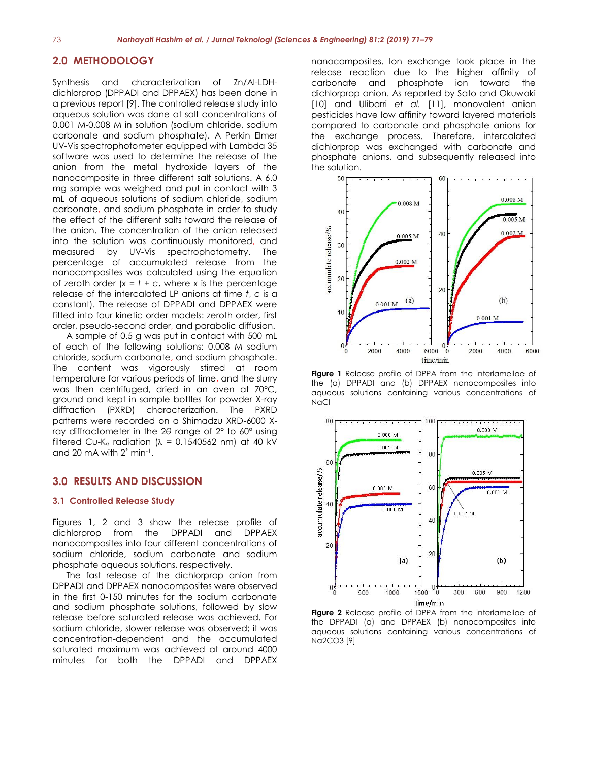## 2.0 METHODOLOGY

Synthesis and characterization of Zn/Al-LDH-dichlorprop (DPPADI and DPPAEX) has been done in a previous report [9]. The controlled release study into aqueous solution was done at salt concentrations of 0.001 M-0.008 M in solution (sodium chloride, sodium carbonate and sodium phosphate). A Perkin Elmer UV-Vis spectrophotometer equipped with Lambda 35 software was used to determine the release of the anion from the metal hydroxide layers of the nanocomposite in three different salt solutions. A 6.0 mg sample was weighed and put in contact with 3 mL of aqueous solutions of sodium chloride, sodium carbonate, and sodium phosphate in order to study the effect of the different salts toward the release of the anion. The concentration of the anion released into the solution was continuously monitored, and measured by UV-Vis spectrophotometry. The percentage of accumulated release from the nanocomposites was calculated using the equation of zeroth order ($x = t + c$, where $x$ is the percentage release of the intercalated LP anions at time $t$, $c$ is a constant). The release of DPPADI and DPPAEX were fitted into four kinetic order models: zeroth order, first order, pseudo-second order, and parabolic diffusion.

A sample of 0.5 g was put in contact with 500 mL of each of the following solutions: 0.008 M sodium chloride, sodium carbonate, and sodium phosphate. The content was vigorously stirred at room temperature for various periods of time, and the slurry was then centrifuged, dried in an oven at 70°C, ground and kept in sample bottles for powder X-ray diffraction (PXRD) characterization. The PXRD patterns were recorded on a Shimadzu XRD-6000 X-ray diffractometer in the 2$\theta$ range of 2° to 60° using filtered Cu-K$_\alpha$ radiation ($\lambda$ = 0.1540562 nm) at 40 kV and 20 mA with 2° min$^{-1}$.

## 3.0 RESULTS AND DISCUSSION

### 3.1 Controlled Release Study

Figures 1, 2 and 3 show the release profile of dichlorprop from the DPPADI and DPPAEX nanocomposites into four different concentrations of sodium chloride, sodium carbonate and sodium phosphate aqueous solutions, respectively.

The fast release of the dichlorprop anion from DPPADI and DPPAEX nanocomposites were observed in the first 0-150 minutes for the sodium carbonate and sodium phosphate solutions, followed by slow release before saturated release was achieved. For sodium chloride, slower release was observed; it was concentration-dependent and the accumulated saturated maximum was achieved at around 4000 minutes for both the DPPADI and DPPAEX nanocomposites. Ion exchange took place in the release reaction due to the higher affinity of carbonate and phosphate ion toward the dichlorprop anion. As reported by Sato and Okuwaki [10] and Ulibarri *et al.* [11], monovalent anion pesticides have low affinity toward layered materials compared to carbonate and phosphate anions for the exchange process. Therefore, intercalated dichlorprop was exchanged with carbonate and phosphate anions, and subsequently released into the solution.

**Figure 1** Release profile of DPPA from the interlamellae of the (a) DPPADI and (b) DPPAEX nanocomposites into aqueous solutions containing various concentrations of NaCl

**Figure 2** Release profile of DPPA from the interlamellae of the DPPADI (a) and DPPAEX (b) nanocomposites into aqueous solutions containing various concentrations of Na2CO3 [9]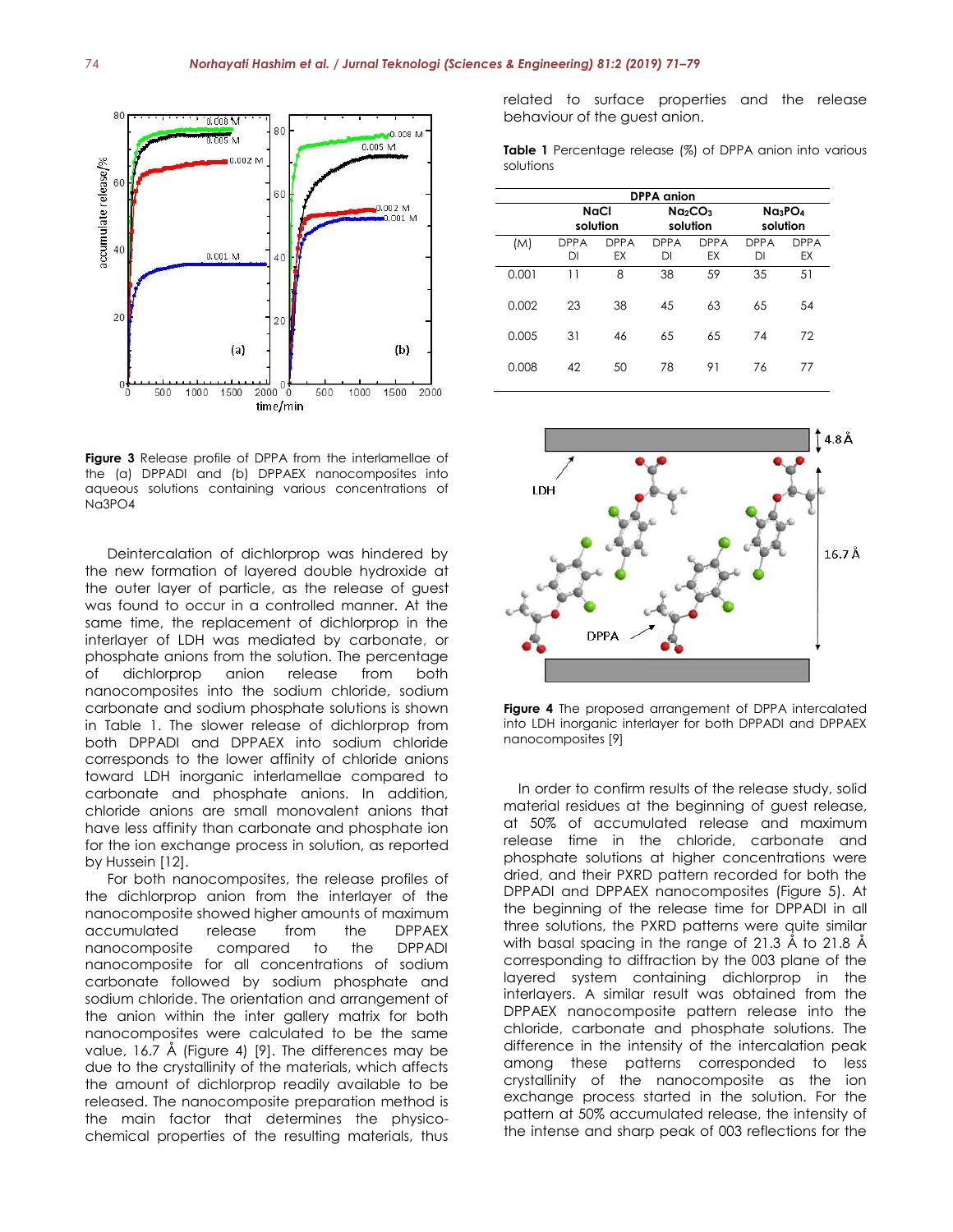Figure 3 Release profile of DPPA from the interlamellae of the (a) DPPADI and (b) DPPAEX nanocomposites into aqueous solutions containing various concentrations of Na3PO4

Deintercalation of dichlorprop was hindered by the new formation of layered double hydroxide at the outer layer of particle, as the release of guest was found to occur in a controlled manner. At the same time, the replacement of dichlorprop in the interlayer of LDH was mediated by carbonate, or phosphate anions from the solution. The percentage of dichlorprop anion release from both nanocomposites into the sodium chloride, sodium carbonate and sodium phosphate solutions is shown in Table 1. The slower release of dichlorprop from both DPPADI and DPPAEX into sodium chloride corresponds to the lower affinity of chloride anions toward LDH inorganic interlamellae compared to carbonate and phosphate anions. In addition, chloride anions are small monovalent anions that have less affinity than carbonate and phosphate ion for the ion exchange process in solution, as reported by Hussein [12].

For both nanocomposites, the release profiles of the dichlorprop anion from the interlayer of the nanocomposite showed higher amounts of maximum accumulated release from the DPPAEX nanocomposite compared to the DPPADI nanocomposite for all concentrations of sodium carbonate followed by sodium phosphate and sodium chloride. The orientation and arrangement of the anion within the inter gallery matrix for both nanocomposites were calculated to be the same value, 16.7 Å (Figure 4) [9]. The differences may be due to the crystallinity of the materials, which affects the amount of dichlorprop readily available to be released. The nanocomposite preparation method is the main factor that determines the physico-chemical properties of the resulting materials, thus related to surface properties and the release behaviour of the guest anion.

**Table 1** Percentage release (%) of DPPA anion into various solutions

| | DPPA anion | | | | | |
|---|---|---|---|---|---|---|
| | NaCl solution | | $Na_2CO_3$ solution | | $Na_3PO_4$ solution | |
| (M) | DPPA DI | DPPA EX | DPPA DI | DPPA EX | DPPA DI | DPPA EX |
| 0.001 | 11 | 8 | 38 | 59 | 35 | 51 |
| 0.002 | 23 | 38 | 45 | 63 | 65 | 54 |
| 0.005 | 31 | 46 | 65 | 65 | 74 | 72 |
| 0.008 | 42 | 50 | 78 | 91 | 76 | 77 |

Figure 4 The proposed arrangement of DPPA intercalated into LDH inorganic interlayer for both DPPADI and DPPAEX nanocomposites [9]

In order to confirm results of the release study, solid material residues at the beginning of guest release, at 50% of accumulated release and maximum release time in the chloride, carbonate and phosphate solutions at higher concentrations were dried, and their PXRD pattern recorded for both the DPPADI and DPPAEX nanocomposites (Figure 5). At the beginning of the release time for DPPADI in all three solutions, the PXRD patterns were quite similar with basal spacing in the range of 21.3 Å to 21.8 Å corresponding to diffraction by the 003 plane of the layered system containing dichlorprop in the interlayers. A similar result was obtained from the DPPAEX nanocomposite pattern release into the chloride, carbonate and phosphate solutions. The difference in the intensity of the intercalation peak among these patterns corresponded to less crystallinity of the nanocomposite as the ion exchange process started in the solution. For the pattern at 50% accumulated release, the intensity of the intense and sharp peak of 003 reflections for the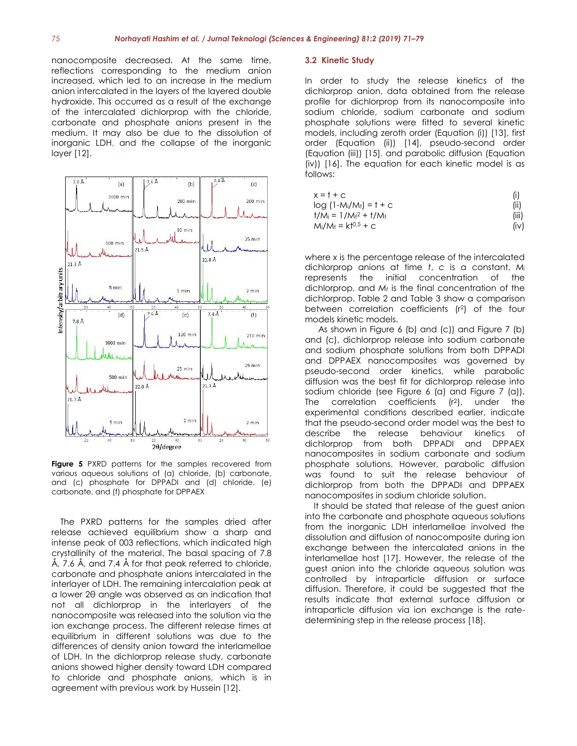nanocomposite decreased. At the same time, reflections corresponding to the medium anion increased, which led to an increase in the medium anion intercalated in the layers of the layered double hydroxide. This occurred as a result of the exchange of the intercalated dichlorprop with the chloride, carbonate and phosphate anions present in the medium. It may also be due to the dissolution of inorganic LDH, and the collapse of the inorganic layer [12].

**Figure 5** PXRD patterns for the samples recovered from various aqueous solutions of (a) chloride, (b) carbonate, and (c) phosphate for DPPADI and (d) chloride, (e) carbonate, and (f) phosphate for DPPAEX

The PXRD patterns for the samples dried after release achieved equilibrium show a sharp and intense peak of 003 reflections, which indicated high crystallinity of the material. The basal spacing of 7.8 Å, 7.6 Å, and 7.4 Å for that peak referred to chloride, carbonate and phosphate anions intercalated in the interlayer of LDH. The remaining intercalation peak at a lower 2θ angle was observed as an indication that not all dichlorprop in the interlayers of the nanocomposite was released into the solution via the ion exchange process. The different release times at equilibrium in different solutions was due to the differences of density anion toward the interlamellae of LDH. In the dichlorprop release study, carbonate anions showed higher density toward LDH compared to chloride and phosphate anions, which is in agreement with previous work by Hussein [12].

### 3.2 Kinetic Study

In order to study the release kinetics of the dichlorprop anion, data obtained from the release profile for dichlorprop from its nanocomposite into sodium chloride, sodium carbonate and sodium phosphate solutions were fitted to several kinetic models, including zeroth order (Equation (i)) [13], first order (Equation (ii)) [14], pseudo-second order (Equation (iii)) [15], and parabolic diffusion (Equation (iv)) [16]. The equation for each kinetic model is as follows:

$$x = t + c \quad \text{(i)}$$

$$\log (1 - M_i/M_f) = t + c \quad \text{(ii)}$$

$$t/M_i = 1/M_f^2 + t/M_f \quad \text{(iii)}$$

$$M_i/M_f = kt^{0.5} + c \quad \text{(iv)}$$

where x is the percentage release of the intercalated dichlorprop anions at time $t$, $c$ is a constant, $M_i$ represents the initial concentration of the dichlorprop, and $M_f$ is the final concentration of the dichlorprop. Table 2 and Table 3 show a comparison between correlation coefficients ($r^2$) of the four models kinetic models.

As shown in Figure 6 (b) and (c)) and Figure 7 (b) and (c), dichlorprop release into sodium carbonate and sodium phosphate solutions from both DPPADI and DPPAEX nanocomposites was governed by pseudo-second order kinetics, while parabolic diffusion was the best fit for dichlorprop release into sodium chloride (see Figure 6 (a) and Figure 7 (a)). The correlation coefficients ($r^2$), under the experimental conditions described earlier, indicate that the pseudo-second order model was the best to describe the release behaviour kinetics of dichlorprop from both DPPADI and DPPAEX nanocomposites in sodium carbonate and sodium phosphate solutions. However, parabolic diffusion was found to suit the release behaviour of dichlorprop from both the DPPADI and DPPAEX nanocomposites in sodium chloride solution.

It should be stated that release of the guest anion into the carbonate and phosphate aqueous solutions from the inorganic LDH interlamellae involved the dissolution and diffusion of nanocomposite during ion exchange between the intercalated anions in the interlamellae host [17]. However, the release of the guest anion into the chloride aqueous solution was controlled by intraparticle diffusion or surface diffusion. Therefore, it could be suggested that the results indicate that external surface diffusion or intraparticle diffusion via ion exchange is the rate-determining step in the release process [18].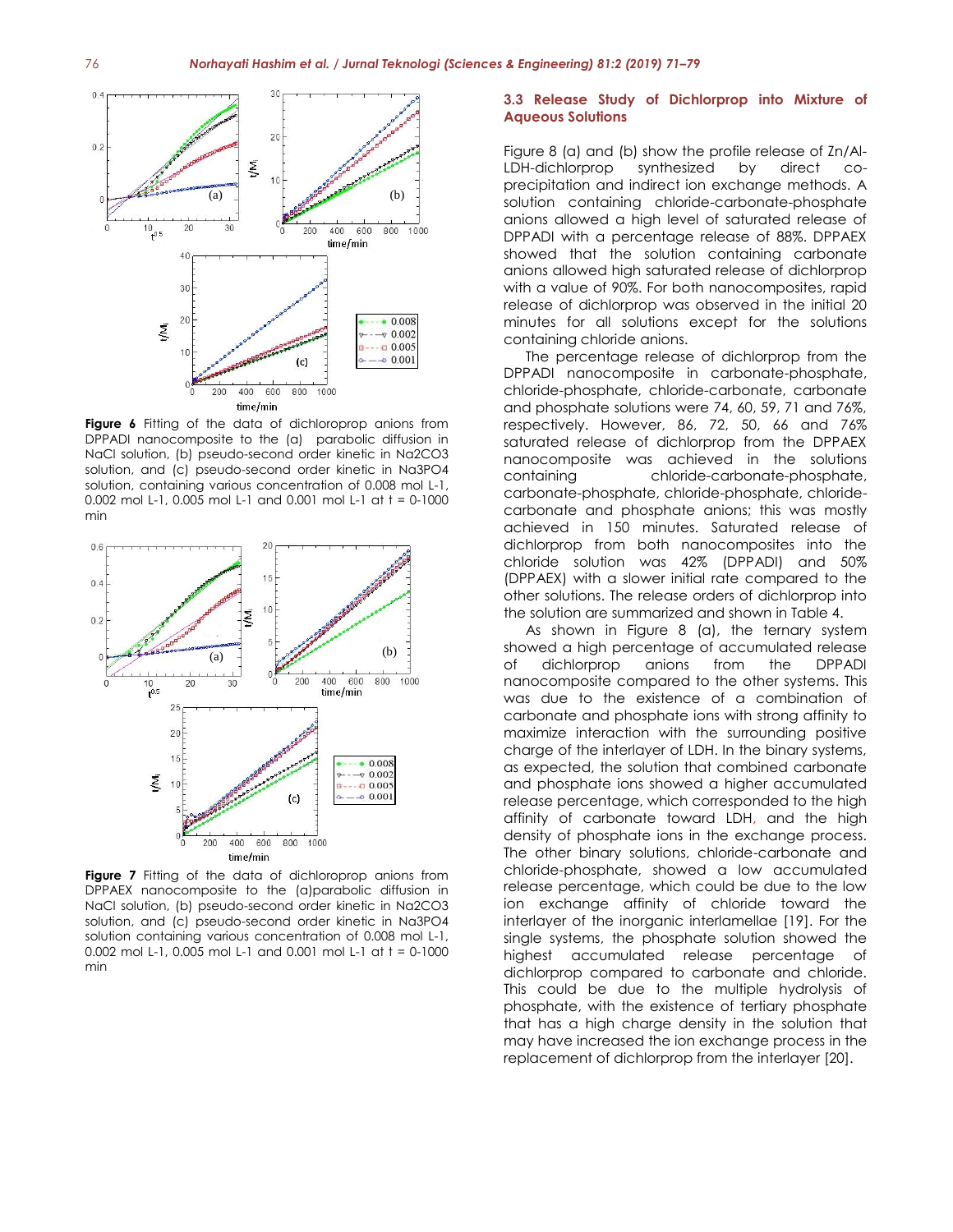**Figure 6** Fitting of the data of dichloroprop anions from DPPADI nanocomposite to the (a) parabolic diffusion in NaCl solution, (b) pseudo-second order kinetic in Na2CO3 solution, and (c) pseudo-second order kinetic in Na3PO4 solution, containing various concentration of 0.008 mol L-1, 0.002 mol L-1, 0.005 mol L-1 and 0.001 mol L-1 at t = 0-1000 min

**Figure 7** Fitting of the data of dichloroprop anions from DPPAEX nanocomposite to the (a)parabolic diffusion in NaCl solution, (b) pseudo-second order kinetic in Na2CO3 solution, and (c) pseudo-second order kinetic in Na3PO4 solution containing various concentration of 0.008 mol L-1, 0.002 mol L-1, 0.005 mol L-1 and 0.001 mol L-1 at t = 0-1000 min

### 3.3 Release Study of Dichlorprop into Mixture of Aqueous Solutions

Figure 8 (a) and (b) show the profile release of Zn/Al-LDH-dichlorprop synthesized by direct co-precipitation and indirect ion exchange methods. A solution containing chloride-carbonate-phosphate anions allowed a high level of saturated release of DPPADI with a percentage release of 88%. DPPAEX showed that the solution containing carbonate anions allowed high saturated release of dichlorprop with a value of 90%. For both nanocomposites, rapid release of dichlorprop was observed in the initial 20 minutes for all solutions except for the solutions containing chloride anions.

The percentage release of dichlorprop from the DPPADI nanocomposite in carbonate-phosphate, chloride-phosphate, chloride-carbonate, carbonate and phosphate solutions were 74, 60, 59, 71 and 76%, respectively. However, 86, 72, 50, 66 and 76% saturated release of dichlorprop from the DPPAEX nanocomposite was achieved in the solutions containing chloride-carbonate-phosphate, carbonate-phosphate, chloride-phosphate, chloride-carbonate and phosphate anions; this was mostly achieved in 150 minutes. Saturated release of dichlorprop from both nanocomposites into the chloride solution was 42% (DPPADI) and 50% (DPPAEX) with a slower initial rate compared to the other solutions. The release orders of dichlorprop into the solution are summarized and shown in Table 4.

As shown in Figure 8 (a), the ternary system showed a high percentage of accumulated release of dichlorprop anions from the DPPADI nanocomposite compared to the other systems. This was due to the existence of a combination of carbonate and phosphate ions with strong affinity to maximize interaction with the surrounding positive charge of the interlayer of LDH. In the binary systems, as expected, the solution that combined carbonate and phosphate ions showed a higher accumulated release percentage, which corresponded to the high affinity of carbonate toward LDH, and the high density of phosphate ions in the exchange process. The other binary solutions, chloride-carbonate and chloride-phosphate, showed a low accumulated release percentage, which could be due to the low ion exchange affinity of chloride toward the interlayer of the inorganic interlamellae [19]. For the single systems, the phosphate solution showed the highest accumulated release percentage of dichlorprop compared to carbonate and chloride. This could be due to the multiple hydrolysis of phosphate, with the existence of tertiary phosphate that has a high charge density in the solution that may have increased the ion exchange process in the replacement of dichlorprop from the interlayer [20].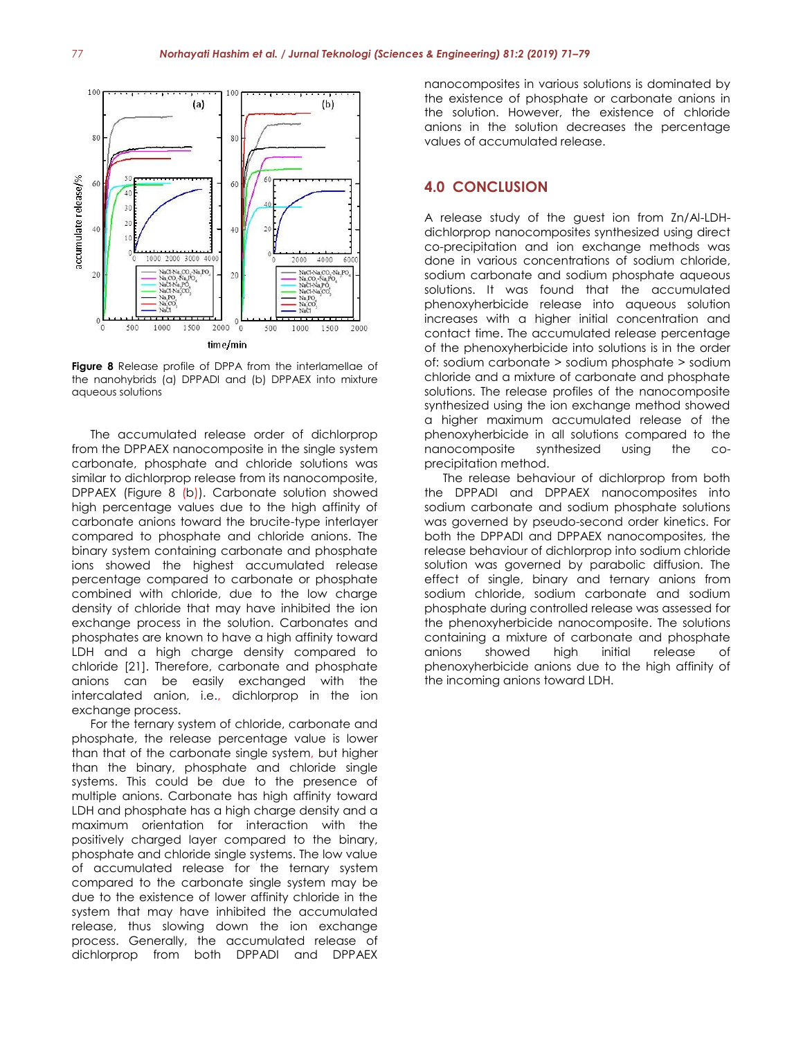**Figure 8** Release profile of DPPA from the interlamellae of the nanohybrids (a) DPPADI and (b) DPPAEX into mixture aqueous solutions

The accumulated release order of dichlorprop from the DPPAEX nanocomposite in the single system carbonate, phosphate and chloride solutions was similar to dichlorprop release from its nanocomposite, DPPAEX (Figure 8 (b)). Carbonate solution showed high percentage values due to the high affinity of carbonate anions toward the brucite-type interlayer compared to phosphate and chloride anions. The binary system containing carbonate and phosphate ions showed the highest accumulated release percentage compared to carbonate or phosphate combined with chloride, due to the low charge density of chloride that may have inhibited the ion exchange process in the solution. Carbonates and phosphates are known to have a high affinity toward LDH and a high charge density compared to chloride [21]. Therefore, carbonate and phosphate anions can be easily exchanged with the intercalated anion, i.e., dichlorprop in the ion exchange process.

For the ternary system of chloride, carbonate and phosphate, the release percentage value is lower than that of the carbonate single system, but higher than the binary, phosphate and chloride single systems. This could be due to the presence of multiple anions. Carbonate has high affinity toward LDH and phosphate has a high charge density and a maximum orientation for interaction with the positively charged layer compared to the binary, phosphate and chloride single systems. The low value of accumulated release for the ternary system compared to the carbonate single system may be due to the existence of lower affinity chloride in the system that may have inhibited the accumulated release, thus slowing down the ion exchange process. Generally, the accumulated release of dichlorprop from both DPPADI and DPPAEX nanocomposites in various solutions is dominated by the existence of phosphate or carbonate anions in the solution. However, the existence of chloride anions in the solution decreases the percentage values of accumulated release.

## 4.0 CONCLUSION

A release study of the guest ion from Zn/Al-LDH-dichlorprop nanocomposites synthesized using direct co-precipitation and ion exchange methods was done in various concentrations of sodium chloride, sodium carbonate and sodium phosphate aqueous solutions. It was found that the accumulated phenoxyherbicide release into aqueous solution increases with a higher initial concentration and contact time. The accumulated release percentage of the phenoxyherbicide into solutions is in the order of: sodium carbonate > sodium phosphate > sodium chloride and a mixture of carbonate and phosphate solutions. The release profiles of the nanocomposite synthesized using the ion exchange method showed a higher maximum accumulated release of the phenoxyherbicide in all solutions compared to the nanocomposite synthesized using the co-precipitation method.

The release behaviour of dichlorprop from both the DPPADI and DPPAEX nanocomposites into sodium carbonate and sodium phosphate solutions was governed by pseudo-second order kinetics. For both the DPPADI and DPPAEX nanocomposites, the release behaviour of dichlorprop into sodium chloride solution was governed by parabolic diffusion. The effect of single, binary and ternary anions from sodium chloride, sodium carbonate and sodium phosphate during controlled release was assessed for the phenoxyherbicide nanocomposite. The solutions containing a mixture of carbonate and phosphate anions showed high initial release of phenoxyherbicide anions due to the high affinity of the incoming anions toward LDH.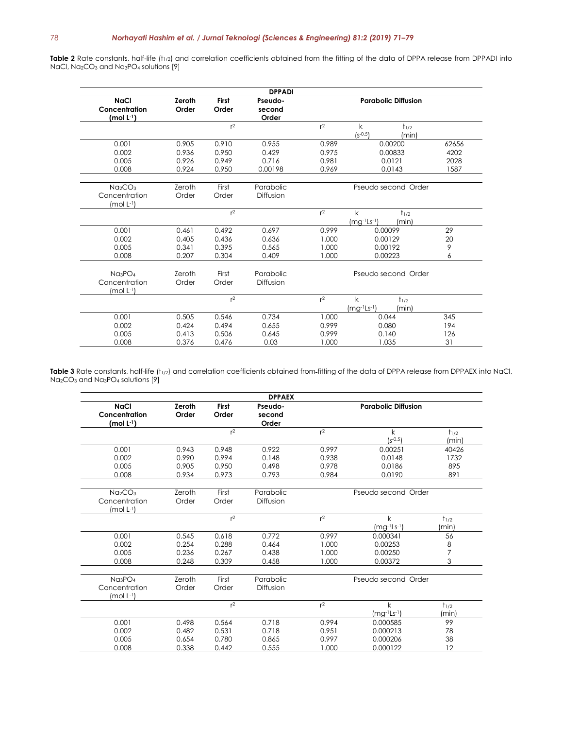**Table 2** Rate constants, half-life ($t_{1/2}$) and correlation coefficients obtained from the fitting of the data of DPPA release from DPPADI into NaCl, $Na_2CO_3$ and $Na_3PO_4$ solutions [9]

| DPPADI | | | | | | |
|---|---|---|---|---|---|---|
| **NaCl Concentration (mol L$^{-1}$)** | **Zeroth Order** | **First Order** | **Pseudo-second Order** | **Parabolic Diffusion** | | |
| | | $r^2$ | | $r^2$ | k ($s^{-0.5}$) | $t_{1/2}$ (min) |
| 0.001 | 0.905 | 0.910 | 0.955 | 0.989 | 0.00200 | 62656 |
| 0.002 | 0.936 | 0.950 | 0.429 | 0.975 | 0.00833 | 4202 |
| 0.005 | 0.926 | 0.949 | 0.716 | 0.981 | 0.0121 | 2028 |
| 0.008 | 0.924 | 0.950 | 0.00198 | 0.969 | 0.0143 | 1587 |
| $Na_2CO_3$ Concentration (mol L$^{-1}$) | Zeroth Order | First Order | Parabolic Diffusion | Pseudo second Order | | |
| | | $r^2$ | | $r^2$ | k (mg$^{-1}$Ls$^{-1}$) | $t_{1/2}$ (min) |
| 0.001 | 0.461 | 0.492 | 0.697 | 0.999 | 0.00099 | 29 |
| 0.002 | 0.405 | 0.436 | 0.636 | 1.000 | 0.00129 | 20 |
| 0.005 | 0.341 | 0.395 | 0.565 | 1.000 | 0.00192 | 9 |
| 0.008 | 0.207 | 0.304 | 0.409 | 1.000 | 0.00223 | 6 |
| $Na_3PO_4$ Concentration (mol L$^{-1}$) | Zeroth Order | First Order | Parabolic Diffusion | Pseudo second Order | | |
| | | $r^2$ | | $r^2$ | k (mg$^{-1}$Ls$^{-1}$) | $t_{1/2}$ (min) |
| 0.001 | 0.505 | 0.546 | 0.734 | 1.000 | 0.044 | 345 |
| 0.002 | 0.424 | 0.494 | 0.655 | 0.999 | 0.080 | 194 |
| 0.005 | 0.413 | 0.506 | 0.645 | 0.999 | 0.140 | 126 |
| 0.008 | 0.376 | 0.476 | 0.03 | 1.000 | 1.035 | 31 |

**Table 3** Rate constants, half-life ($t_{1/2}$) and correlation coefficients obtained from-fitting of the data of DPPA release from DPPAEX into NaCl, $Na_2CO_3$ and $Na_3PO_4$ solutions [9]

| DPPAEX | | | | | | |
|---|---|---|---|---|---|---|
| **NaCl Concentration (mol L$^{-1}$)** | **Zeroth Order** | **First Order** | **Pseudo-second Order** | **Parabolic Diffusion** | | |
| | | $r^2$ | | $r^2$ | k ($s^{-0.5}$) | $t_{1/2}$ (min) |
| 0.001 | 0.943 | 0.948 | 0.922 | 0.997 | 0.00251 | 40426 |
| 0.002 | 0.990 | 0.994 | 0.148 | 0.938 | 0.0148 | 1732 |
| 0.005 | 0.905 | 0.950 | 0.498 | 0.978 | 0.0186 | 895 |
| 0.008 | 0.934 | 0.973 | 0.793 | 0.984 | 0.0190 | 891 |
| $Na_2CO_3$ Concentration (mol L$^{-1}$) | Zeroth Order | First Order | Parabolic Diffusion | Pseudo second Order | | |
| | | $r^2$ | | $r^2$ | k (mg$^{-1}$Ls$^{-1}$) | $t_{1/2}$ (min) |
| 0.001 | 0.545 | 0.618 | 0.772 | 0.997 | 0.000341 | 56 |
| 0.002 | 0.254 | 0.288 | 0.464 | 1.000 | 0.00253 | 8 |
| 0.005 | 0.236 | 0.267 | 0.438 | 1.000 | 0.00250 | 7 |
| 0.008 | 0.248 | 0.309 | 0.458 | 1.000 | 0.00372 | 3 |
| $Na_3PO_4$ Concentration (mol L$^{-1}$) | Zeroth Order | First Order | Parabolic Diffusion | Pseudo second Order | | |
| | | $r^2$ | | $r^2$ | k (mg$^{-1}$Ls$^{-1}$) | $t_{1/2}$ (min) |
| 0.001 | 0.498 | 0.564 | 0.718 | 0.994 | 0.000585 | 99 |
| 0.002 | 0.482 | 0.531 | 0.718 | 0.951 | 0.000213 | 78 |
| 0.005 | 0.654 | 0.780 | 0.865 | 0.997 | 0.000206 | 38 |
| 0.008 | 0.338 | 0.442 | 0.555 | 1.000 | 0.000122 | 12 |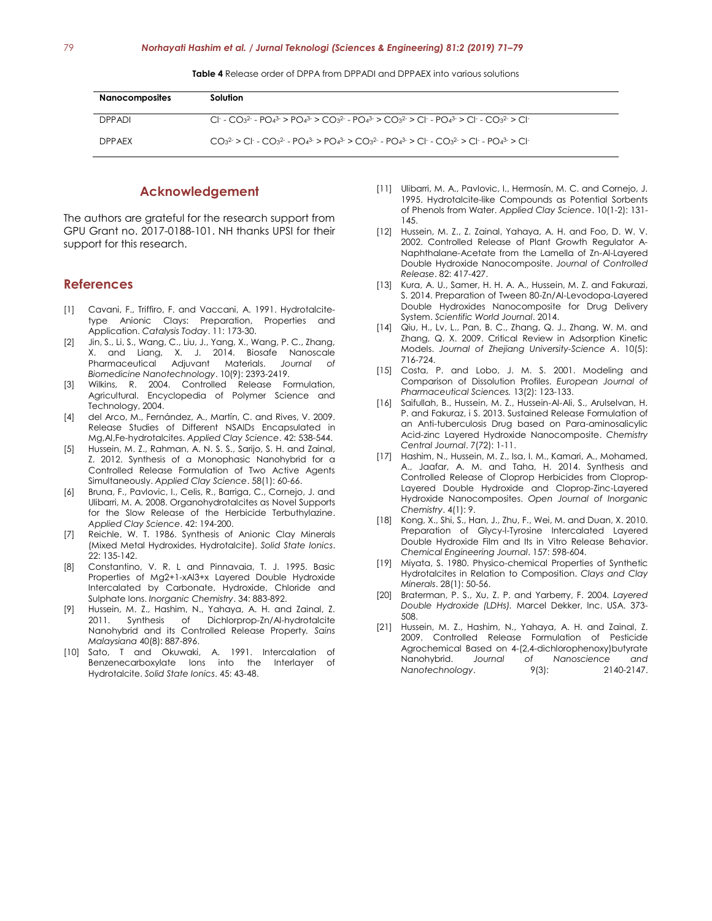**Table 4** Release order of DPPA from DPPADI and DPPAEX into various solutions

| Nanocomposites | Solution |
|---|---|
| DPPADI | $Cl^-$ - $CO_3^{2-}$ - $PO_4^{3-}$ > $PO_4^{3-}$ > $CO_3^{2-}$ - $PO_4^{3-}$ > $CO_3^{2-}$ > $Cl^-$ - $PO_4^{3-}$ > $Cl^-$ - $CO_3^{2-}$ > $Cl^-$ |
| DPPAEX | $CO_3^{2-}$ > $Cl^-$ - $CO_3^{2-}$ - $PO_4^{3-}$ > $PO_4^{3-}$ > $CO_3^{2-}$ - $PO_4^{3-}$ > $Cl^-$ - $CO_3^{2-}$ > $Cl^-$ - $PO_4^{3-}$ > $Cl^-$ |

## Acknowledgement

The authors are grateful for the research support from GPU Grant no. 2017-0188-101. NH thanks UPSI for their support for this research.

## References

[1] Cavani, F., Triffiro, F. and Vaccani, A. 1991. Hydrotalcite-type Anionic Clays: Preparation, Properties and Application. *Catalysis Today*. 11: 173-30.

[2] Jin, S., Li, S., Wang, C., Liu, J., Yang, X., Wang, P. C., Zhang, X. and Liang, X. J. 2014. Biosafe Nanoscale Pharmaceutical Adjuvant Materials. *Journal of Biomedicine Nanotechnology*. 10(9): 2393-2419.

[3] Wilkins, R. 2004. Controlled Release Formulation, Agricultural. Encyclopedia of Polymer Science and Technology, 2004.

[4] del Arco, M., Fernández, A., Martín, C. and Rives, V. 2009. Release Studies of Different NSAIDs Encapsulated in Mg,Al,Fe-hydrotalcites. *Applied Clay Science*. 42: 538-544.

[5] Hussein, M. Z., Rahman, A. N. S. S., Sarijo, S. H. and Zainal, Z. 2012. Synthesis of a Monophasic Nanohybrid for a Controlled Release Formulation of Two Active Agents Simultaneously. *Applied Clay Science*. 58(1): 60-66.

[6] Bruna, F., Pavlovic, I., Celis, R., Barriga, C., Cornejo, J. and Ulibarri, M. A. 2008. Organohydrotalcites as Novel Supports for the Slow Release of the Herbicide Terbuthylazine. *Applied Clay Science*. 42: 194-200.

[7] Reichle, W. T. 1986. Synthesis of Anionic Clay Minerals (Mixed Metal Hydroxides, Hydrotalcite). *Solid State Ionics*. 22: 135-142.

[8] Constantino, V. R. L and Pinnavaia, T. J. 1995. Basic Properties of Mg2+1-xAl3+x Layered Double Hydroxide Intercalated by Carbonate, Hydroxide, Chloride and Sulphate Ions. *Inorganic Chemistry*. 34: 883-892.

[9] Hussein, M. Z., Hashim, N., Yahaya, A. H. and Zainal, Z. 2011. Synthesis of Dichlorprop-Zn/Al-hydrotalcite Nanohybrid and its Controlled Release Property. *Sains Malaysiana* 40(8): 887-896.

[10] Sato, T and Okuwaki, A. 1991. Intercalation of Benzenecarboxylate Ions into the Interlayer of Hydrotalcite. *Solid State Ionics*. 45: 43-48.

[11] Ulibarri, M. A., Pavlovic, I., Hermosín, M. C. and Cornejo, J. 1995. Hydrotalcite-like Compounds as Potential Sorbents of Phenols from Water. *Applied Clay Science*. 10(1-2): 131-145.

[12] Hussein, M. Z., Z. Zainal, Yahaya, A. H. and Foo, D. W. V. 2002. Controlled Release of Plant Growth Regulator A-Naphthalane-Acetate from the Lamella of Zn-Al-Layered Double Hydroxide Nanocomposite. *Journal of Controlled Release*. 82: 417-427.

[13] Kura, A. U., Samer, H. H. A. A., Hussein, M. Z. and Fakurazi, S. 2014. Preparation of Tween 80-Zn/Al-Levodopa-Layered Double Hydroxides Nanocomposite for Drug Delivery System. *Scientific World Journal*. 2014.

[14] Qiu, H., Lv, L., Pan, B. C., Zhang, Q. J., Zhang, W. M. and Zhang, Q. X. 2009. Critical Review in Adsorption Kinetic Models. *Journal of Zhejiang University-Science A*. 10(5): 716-724.

[15] Costa, P. and Lobo, J. M. S. 2001. Modeling and Comparison of Dissolution Profiles. *European Journal of Pharmaceutical Sciences.* 13(2): 123-133.

[16] Saifullah, B., Hussein, M. Z., Hussein-Al-Ali, S., Arulselvan, H. P. and Fakuraz, i S. 2013. Sustained Release Formulation of an Anti-tuberculosis Drug based on Para-aminosalicylic Acid-zinc Layered Hydroxide Nanocomposite. *Chemistry Central Journal*. 7(72): 1-11.

[17] Hashim, N., Hussein, M. Z., Isa, I. M., Kamari, A., Mohamed, A., Jaafar, A. M. and Taha, H. 2014. Synthesis and Controlled Release of Cloprop Herbicides from Cloprop-Layered Double Hydroxide and Cloprop-Zinc-Layered Hydroxide Nanocomposites. *Open Journal of Inorganic Chemistry*. 4(1): 9.

[18] Kong, X., Shi, S., Han, J., Zhu, F., Wei, M. and Duan, X. 2010. Preparation of Glycy-l-Tyrosine Intercalated Layered Double Hydroxide Film and Its in Vitro Release Behavior. *Chemical Engineering Journal*. 157: 598-604.

[19] Miyata, S. 1980. Physico-chemical Properties of Synthetic Hydrotalcites in Relation to Composition. *Clays and Clay Minerals*. 28(1): 50-56.

[20] Braterman, P. S., Xu, Z. P. and Yarberry, F. 2004. *Layered Double Hydroxide (LDHs)*. Marcel Dekker, Inc. USA. 373-508.

[21] Hussein, M. Z., Hashim, N., Yahaya, A. H. and Zainal, Z. 2009. Controlled Release Formulation of Pesticide Agrochemical Based on 4-(2,4-dichlorophenoxy)butyrate Nanohybrid. *Journal of Nanoscience and Nanotechnology*. 9(3): 2140-2147.